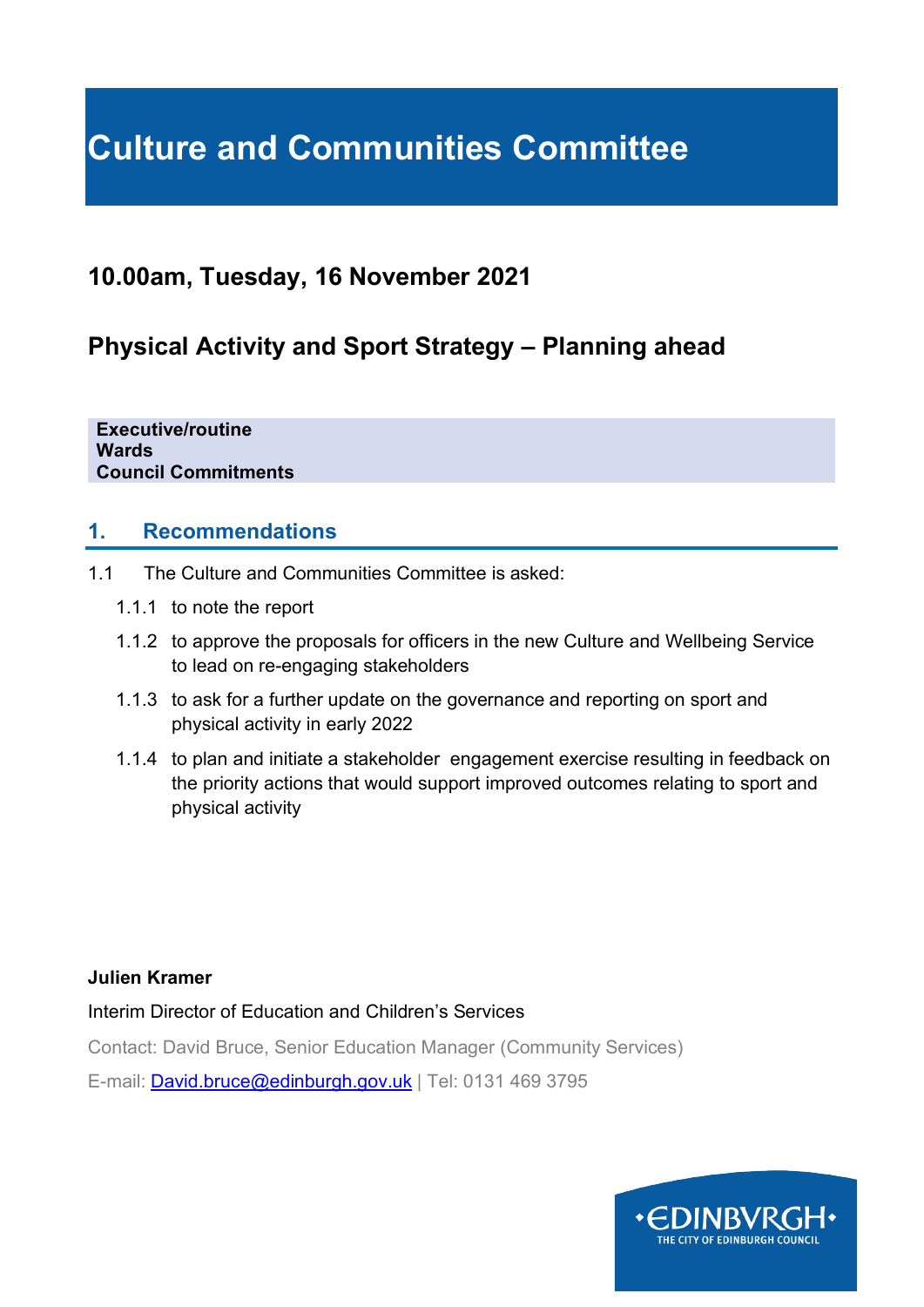# Culture and Communities Committee

## 10.00am, Tuesday, 16 November 2021

## Physical Activity and Sport Strategy – Planning ahead

**Executive/routine**
**Wards**
**Council Commitments**

## 1. Recommendations

1.1 The Culture and Communities Committee is asked:

1.1.1 to note the report

1.1.2 to approve the proposals for officers in the new Culture and Wellbeing Service to lead on re-engaging stakeholders

1.1.3 to ask for a further update on the governance and reporting on sport and physical activity in early 2022

1.1.4 to plan and initiate a stakeholder engagement exercise resulting in feedback on the priority actions that would support improved outcomes relating to sport and physical activity

**Julien Kramer**

Interim Director of Education and Children's Services

Contact: David Bruce, Senior Education Manager (Community Services)

E-mail: David.bruce@edinburgh.gov.uk | Tel: 0131 469 3795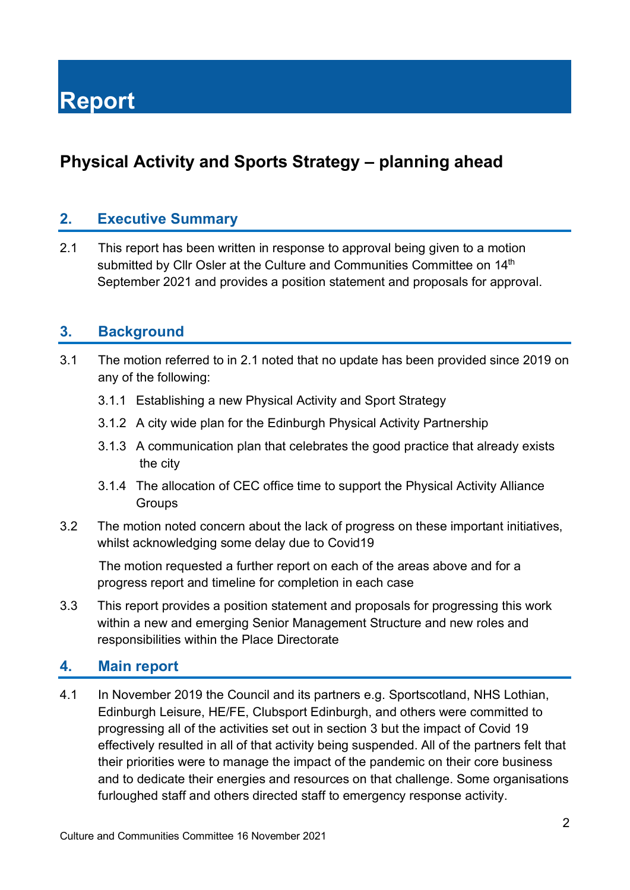# Report

## Physical Activity and Sports Strategy – planning ahead

### 2. Executive Summary

2.1 This report has been written in response to approval being given to a motion submitted by Cllr Osler at the Culture and Communities Committee on 14th September 2021 and provides a position statement and proposals for approval.

### 3. Background

3.1 The motion referred to in 2.1 noted that no update has been provided since 2019 on any of the following:

3.1.1 Establishing a new Physical Activity and Sport Strategy

3.1.2 A city wide plan for the Edinburgh Physical Activity Partnership

3.1.3 A communication plan that celebrates the good practice that already exists the city

3.1.4 The allocation of CEC office time to support the Physical Activity Alliance Groups

3.2 The motion noted concern about the lack of progress on these important initiatives, whilst acknowledging some delay due to Covid19

The motion requested a further report on each of the areas above and for a progress report and timeline for completion in each case

3.3 This report provides a position statement and proposals for progressing this work within a new and emerging Senior Management Structure and new roles and responsibilities within the Place Directorate

### 4. Main report

4.1 In November 2019 the Council and its partners e.g. Sportscotland, NHS Lothian, Edinburgh Leisure, HE/FE, Clubsport Edinburgh, and others were committed to progressing all of the activities set out in section 3 but the impact of Covid 19 effectively resulted in all of that activity being suspended. All of the partners felt that their priorities were to manage the impact of the pandemic on their core business and to dedicate their energies and resources on that challenge. Some organisations furloughed staff and others directed staff to emergency response activity.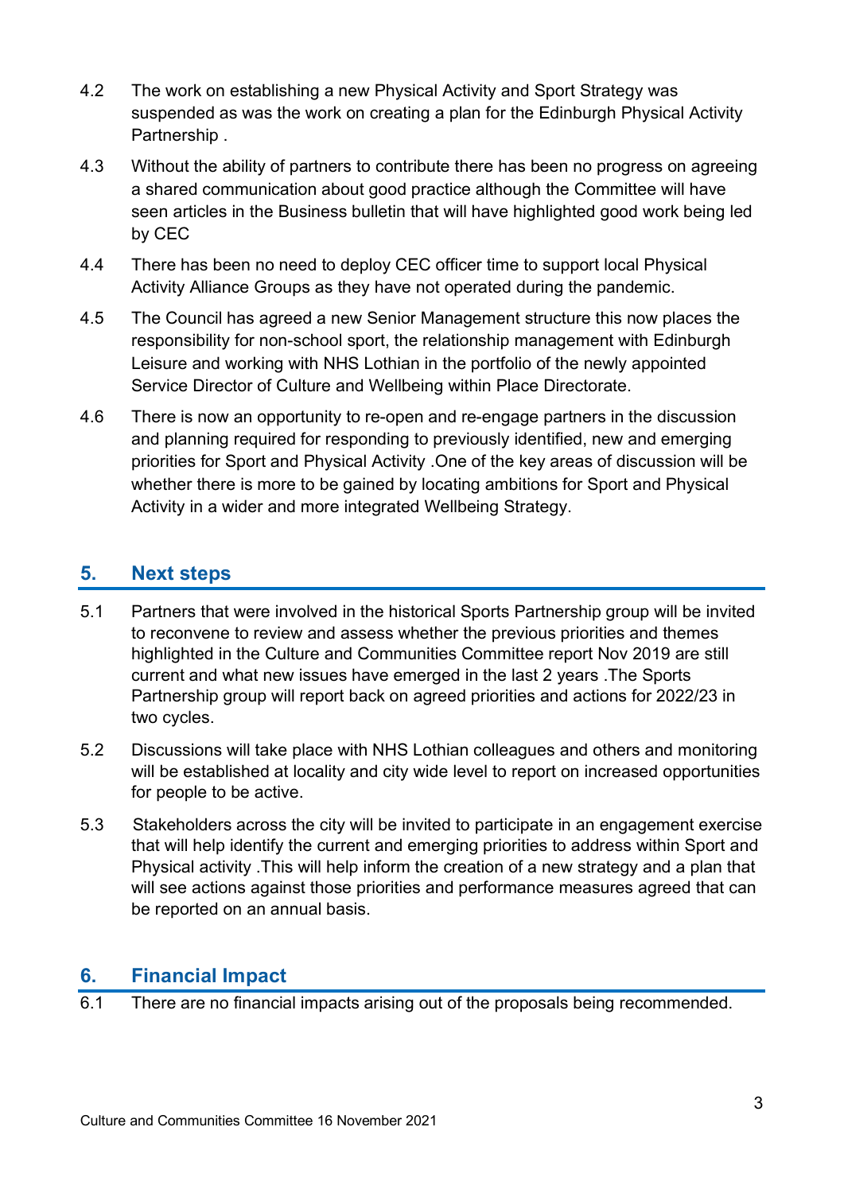4.2 The work on establishing a new Physical Activity and Sport Strategy was suspended as was the work on creating a plan for the Edinburgh Physical Activity Partnership .

4.3 Without the ability of partners to contribute there has been no progress on agreeing a shared communication about good practice although the Committee will have seen articles in the Business bulletin that will have highlighted good work being led by CEC

4.4 There has been no need to deploy CEC officer time to support local Physical Activity Alliance Groups as they have not operated during the pandemic.

4.5 The Council has agreed a new Senior Management structure this now places the responsibility for non-school sport, the relationship management with Edinburgh Leisure and working with NHS Lothian in the portfolio of the newly appointed Service Director of Culture and Wellbeing within Place Directorate.

4.6 There is now an opportunity to re-open and re-engage partners in the discussion and planning required for responding to previously identified, new and emerging priorities for Sport and Physical Activity .One of the key areas of discussion will be whether there is more to be gained by locating ambitions for Sport and Physical Activity in a wider and more integrated Wellbeing Strategy.

## 5. Next steps

5.1 Partners that were involved in the historical Sports Partnership group will be invited to reconvene to review and assess whether the previous priorities and themes highlighted in the Culture and Communities Committee report Nov 2019 are still current and what new issues have emerged in the last 2 years .The Sports Partnership group will report back on agreed priorities and actions for 2022/23 in two cycles.

5.2 Discussions will take place with NHS Lothian colleagues and others and monitoring will be established at locality and city wide level to report on increased opportunities for people to be active.

5.3 Stakeholders across the city will be invited to participate in an engagement exercise that will help identify the current and emerging priorities to address within Sport and Physical activity .This will help inform the creation of a new strategy and a plan that will see actions against those priorities and performance measures agreed that can be reported on an annual basis.

## 6. Financial Impact

6.1 There are no financial impacts arising out of the proposals being recommended.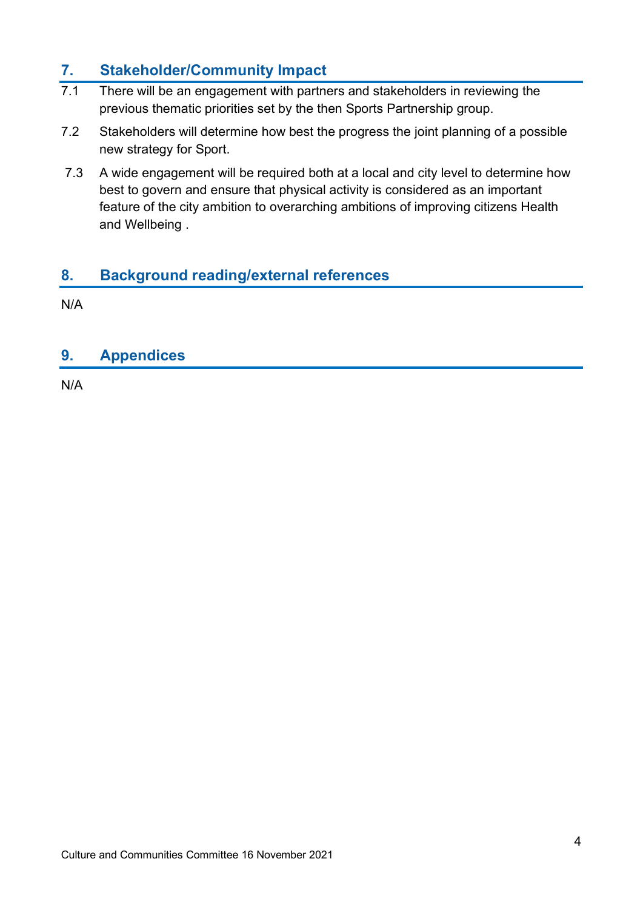## 7. Stakeholder/Community Impact

7.1 There will be an engagement with partners and stakeholders in reviewing the previous thematic priorities set by the then Sports Partnership group.

7.2 Stakeholders will determine how best the progress the joint planning of a possible new strategy for Sport.

7.3 A wide engagement will be required both at a local and city level to determine how best to govern and ensure that physical activity is considered as an important feature of the city ambition to overarching ambitions of improving citizens Health and Wellbeing .

## 8. Background reading/external references

N/A

## 9. Appendices

N/A